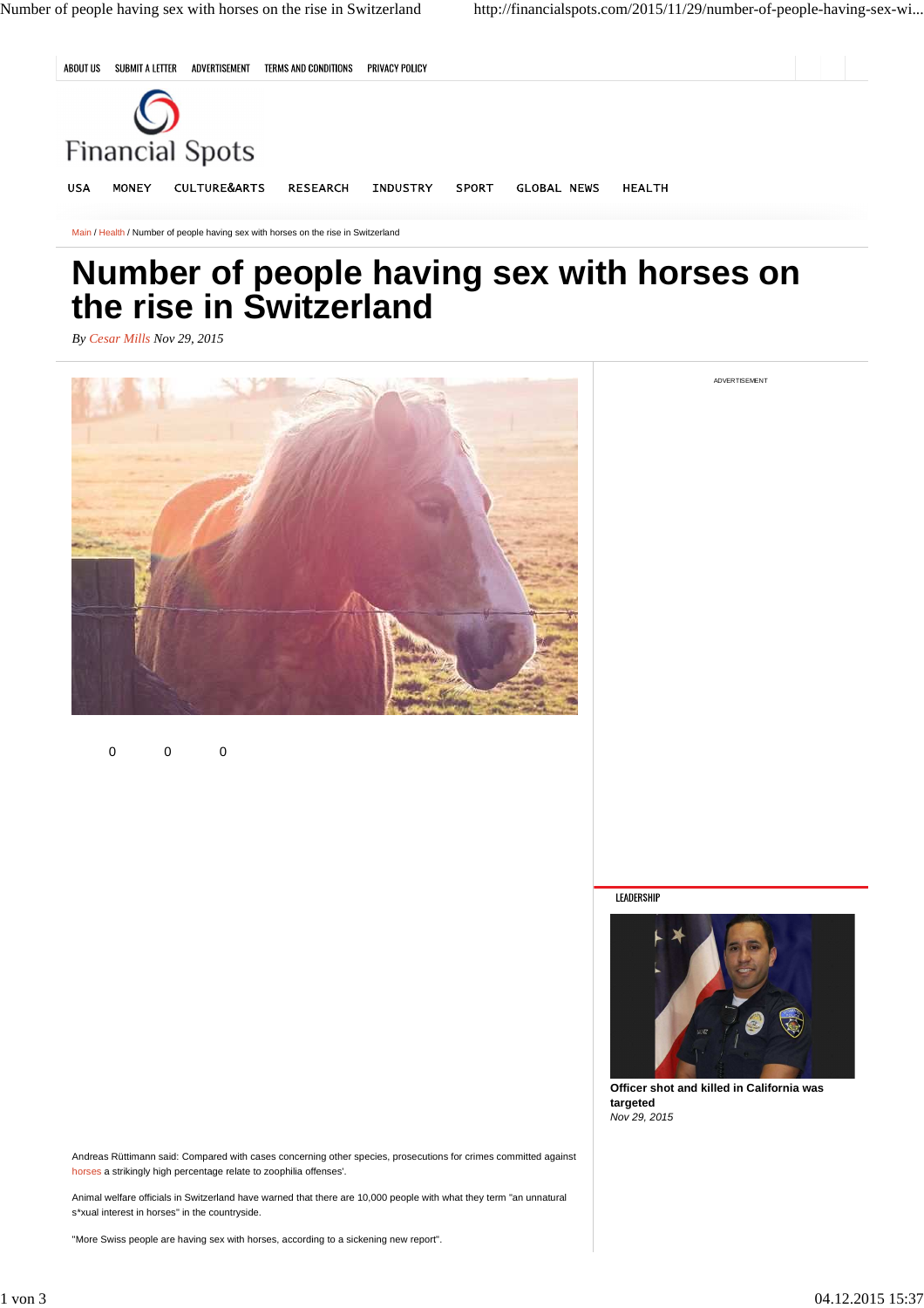ABOUT US SUBMIT A LETTER ADVERTISEMENT TERMS AND CONDITIONS PRIVACY POLICY

Financial Spots

USA MONEY CULTURE&ARTS RESEARCH INDUSTRY SPORT GLOBAL NEWS HEALTH

Main / Health / Number of people having sex with horses on the rise in Switzerland

# Number of people having sex with horses on the rise in Switzerland

*By Cesar Mills Nov 29, 2015*

0 0 0

ADVERTISEMENT

LEADERSHIP

**Officer shot and killed in California was targeted**
*Nov 29, 2015*

Andreas Rüttimann said: Compared with cases concerning other species, prosecutions for crimes committed against horses a strikingly high percentage relate to zoophilia offenses'.

Animal welfare officials in Switzerland have warned that there are 10,000 people with what they term "an unnatural s*xual interest in horses" in the countryside.

"More Swiss people are having sex with horses, according to a sickening new report".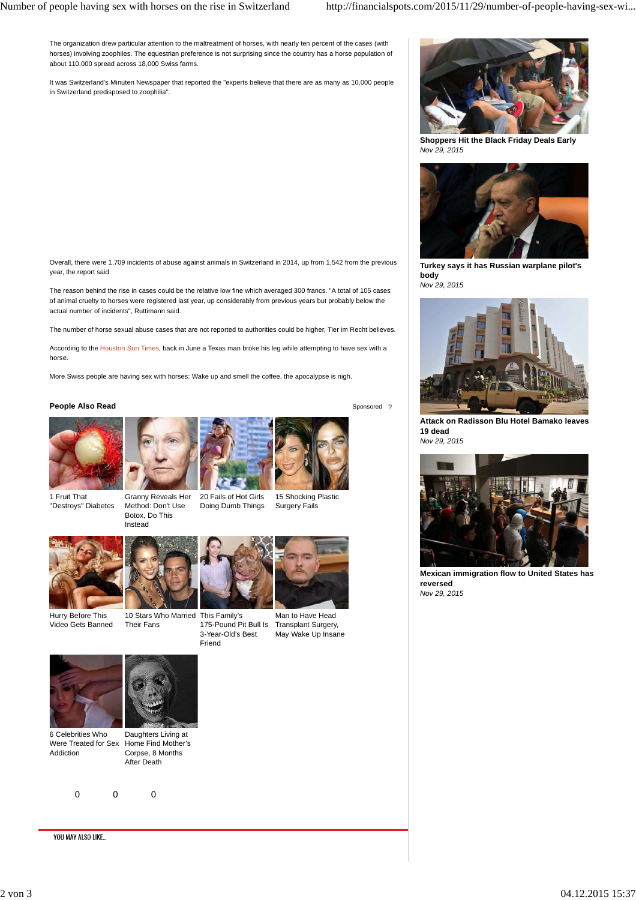The organization drew particular attention to the maltreatment of horses, with nearly ten percent of the cases (with horses) involving zoophiles. The equestrian preference is not surprising since the country has a horse population of about 110,000 spread across 18,000 Swiss farms.

It was Switzerland's Minuten Newspaper that reported the "experts believe that there are as many as 10,000 people in Switzerland predisposed to zoophilia".

Overall, there were 1,709 incidents of abuse against animals in Switzerland in 2014, up from 1,542 from the previous year, the report said.

The reason behind the rise in cases could be the relative low fine which averaged 300 francs. "A total of 105 cases of animal cruelty to horses were registered last year, up considerably from previous years but probably below the actual number of incidents", Ruttimann said.

The number of horse sexual abuse cases that are not reported to authorities could be higher, Tier im Recht believes.

According to the Houston Sun Times, back in June a Texas man broke his leg while attempting to have sex with a horse.

More Swiss people are having sex with horses: Wake up and smell the coffee, the apocalypse is nigh.

**People Also Read**

Sponsored ?

1 Fruit That "Destroys" Diabetes

Granny Reveals Her Method: Don't Use Botox, Do This Instead

20 Fails of Hot Girls Doing Dumb Things

15 Shocking Plastic Surgery Fails

Hurry Before This Video Gets Banned

10 Stars Who Married Their Fans

This Family's 175-Pound Pit Bull Is 3-Year-Old's Best Friend

Man to Have Head Transplant Surgery, May Wake Up Insane

6 Celebrities Who Were Treated for Sex Addiction

Daughters Living at Home Find Mother's Corpse, 8 Months After Death

0 0 0

YOU MAY ALSO LIKE...

**Shoppers Hit the Black Friday Deals Early**
*Nov 29, 2015*

**Turkey says it has Russian warplane pilot's body**
*Nov 29, 2015*

**Attack on Radisson Blu Hotel Bamako leaves 19 dead**
*Nov 29, 2015*

**Mexican immigration flow to United States has reversed**
*Nov 29, 2015*